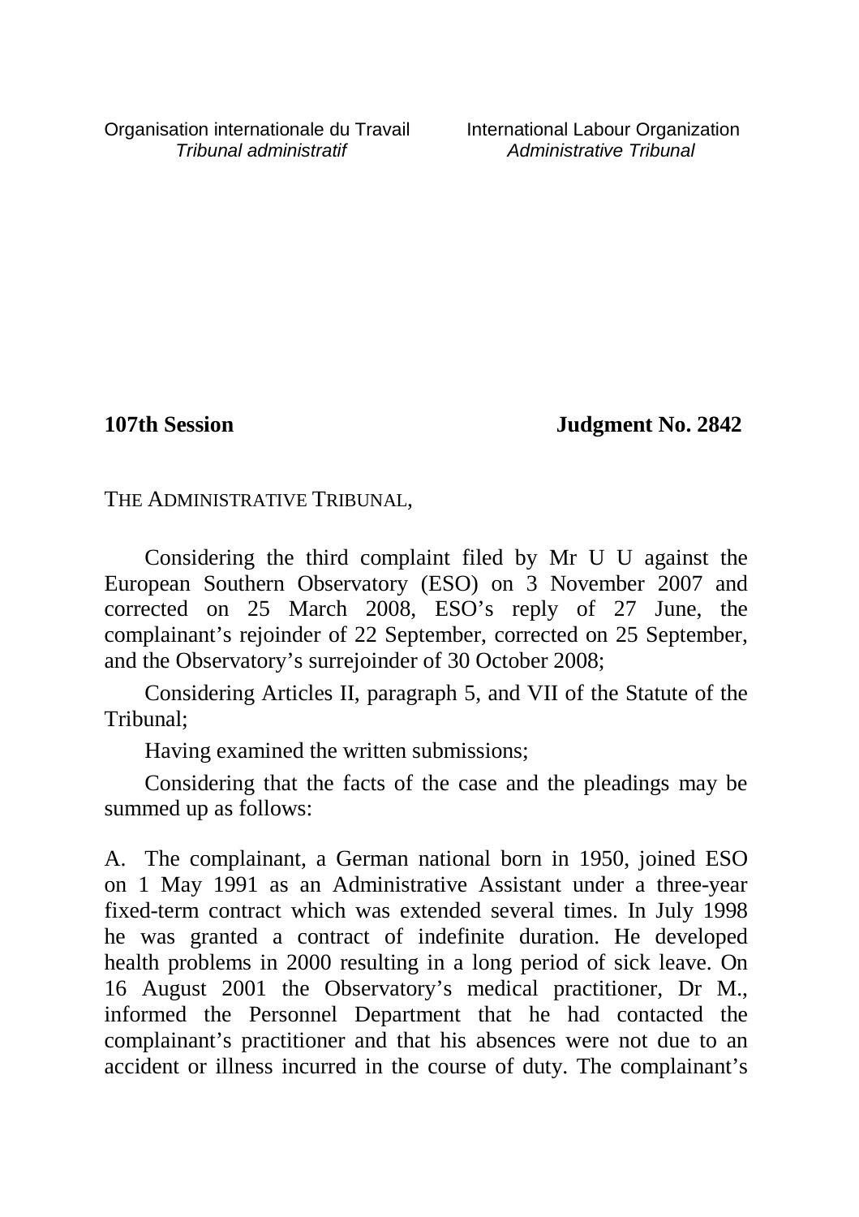Organisation internationale du Travail
*Tribunal administratif*

International Labour Organization
*Administrative Tribunal*

**107th Session** **Judgment No. 2842**

THE ADMINISTRATIVE TRIBUNAL,

Considering the third complaint filed by Mr U U against the European Southern Observatory (ESO) on 3 November 2007 and corrected on 25 March 2008, ESO's reply of 27 June, the complainant's rejoinder of 22 September, corrected on 25 September, and the Observatory's surrejoinder of 30 October 2008;

Considering Articles II, paragraph 5, and VII of the Statute of the Tribunal;

Having examined the written submissions;

Considering that the facts of the case and the pleadings may be summed up as follows:

A. The complainant, a German national born in 1950, joined ESO on 1 May 1991 as an Administrative Assistant under a three-year fixed-term contract which was extended several times. In July 1998 he was granted a contract of indefinite duration. He developed health problems in 2000 resulting in a long period of sick leave. On 16 August 2001 the Observatory's medical practitioner, Dr M., informed the Personnel Department that he had contacted the complainant's practitioner and that his absences were not due to an accident or illness incurred in the course of duty. The complainant's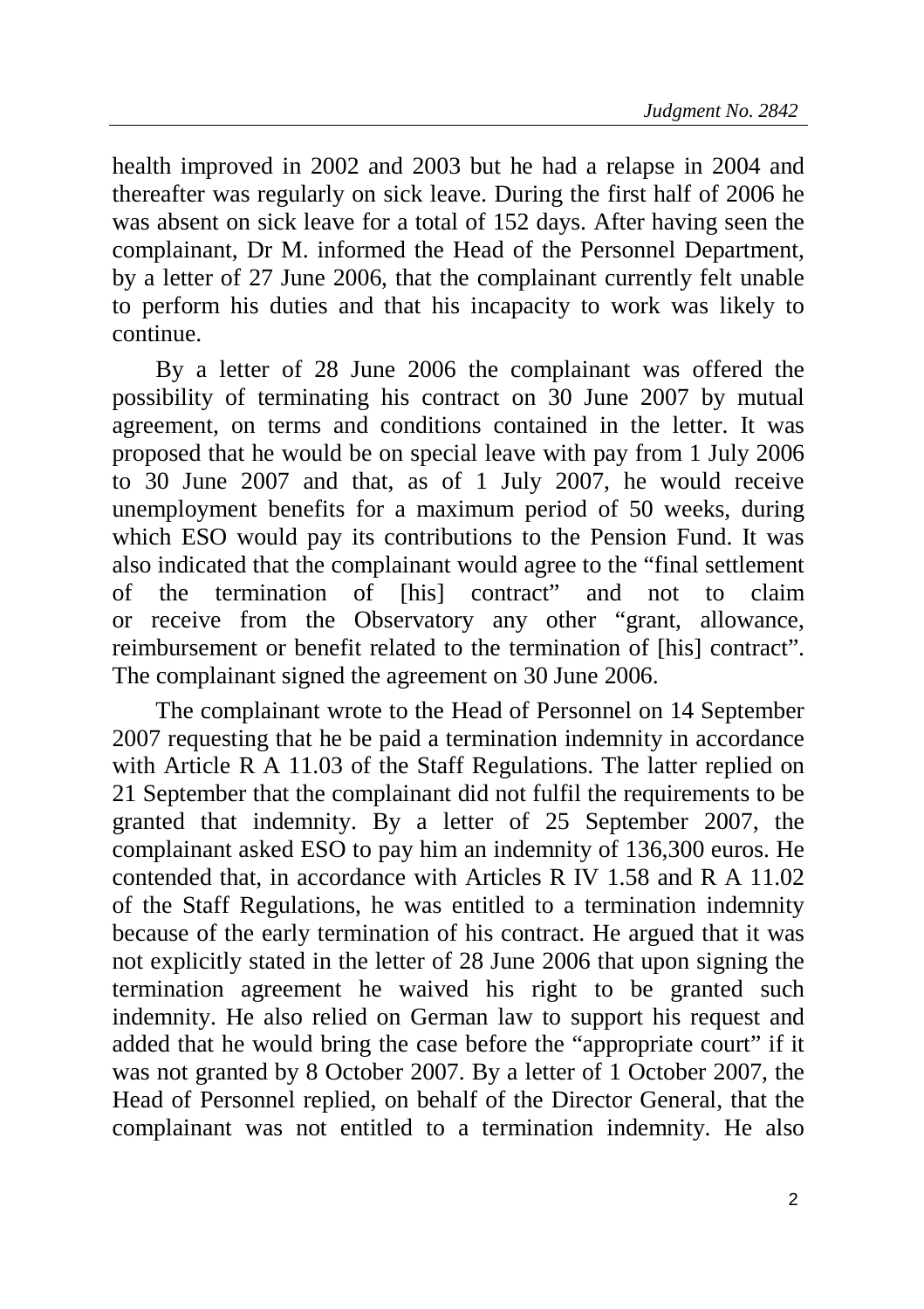health improved in 2002 and 2003 but he had a relapse in 2004 and thereafter was regularly on sick leave. During the first half of 2006 he was absent on sick leave for a total of 152 days. After having seen the complainant, Dr M. informed the Head of the Personnel Department, by a letter of 27 June 2006, that the complainant currently felt unable to perform his duties and that his incapacity to work was likely to continue.

By a letter of 28 June 2006 the complainant was offered the possibility of terminating his contract on 30 June 2007 by mutual agreement, on terms and conditions contained in the letter. It was proposed that he would be on special leave with pay from 1 July 2006 to 30 June 2007 and that, as of 1 July 2007, he would receive unemployment benefits for a maximum period of 50 weeks, during which ESO would pay its contributions to the Pension Fund. It was also indicated that the complainant would agree to the "final settlement of the termination of [his] contract" and not to claim or receive from the Observatory any other "grant, allowance, reimbursement or benefit related to the termination of [his] contract". The complainant signed the agreement on 30 June 2006.

The complainant wrote to the Head of Personnel on 14 September 2007 requesting that he be paid a termination indemnity in accordance with Article R A 11.03 of the Staff Regulations. The latter replied on 21 September that the complainant did not fulfil the requirements to be granted that indemnity. By a letter of 25 September 2007, the complainant asked ESO to pay him an indemnity of 136,300 euros. He contended that, in accordance with Articles R IV 1.58 and R A 11.02 of the Staff Regulations, he was entitled to a termination indemnity because of the early termination of his contract. He argued that it was not explicitly stated in the letter of 28 June 2006 that upon signing the termination agreement he waived his right to be granted such indemnity. He also relied on German law to support his request and added that he would bring the case before the "appropriate court" if it was not granted by 8 October 2007. By a letter of 1 October 2007, the Head of Personnel replied, on behalf of the Director General, that the complainant was not entitled to a termination indemnity. He also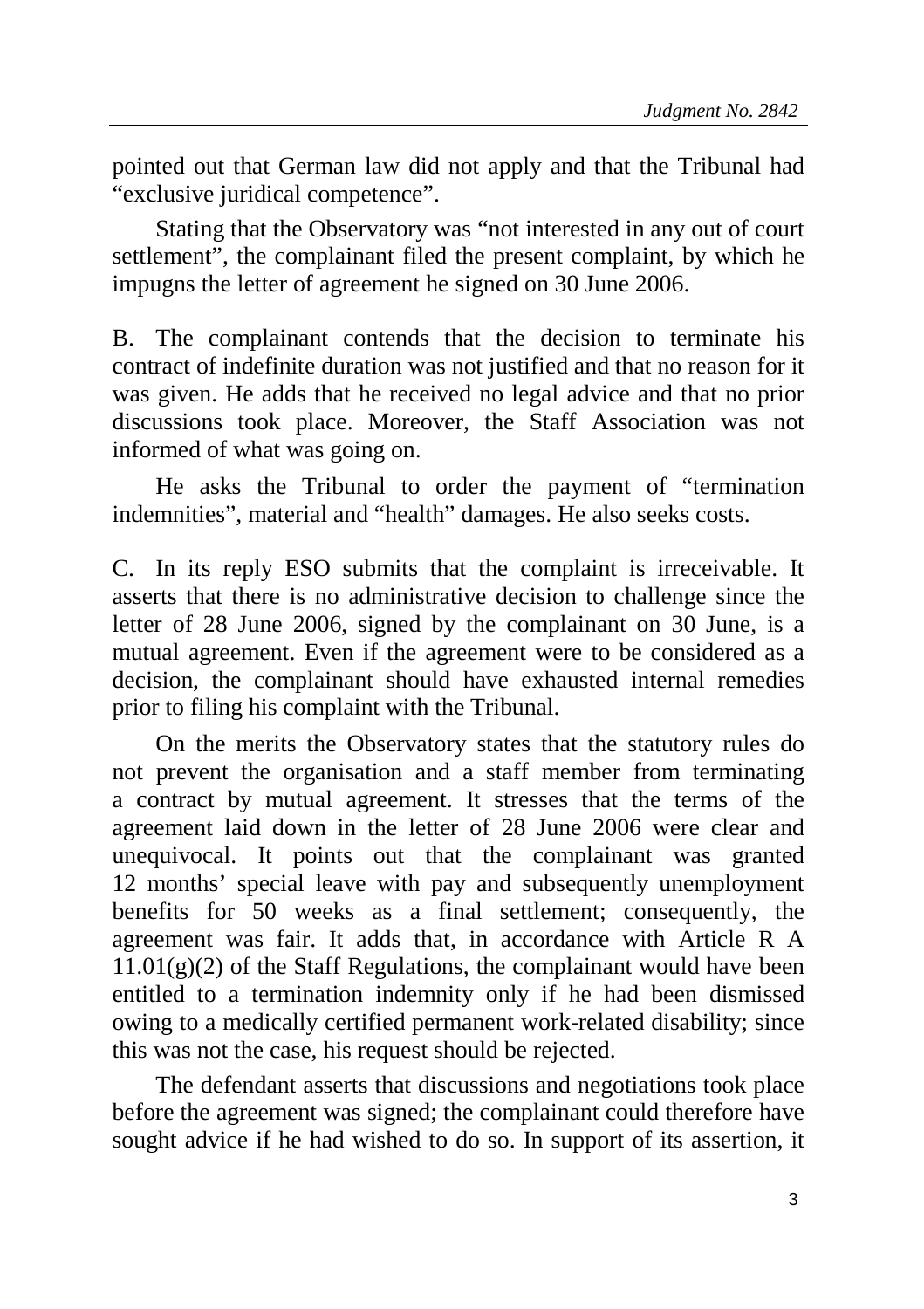pointed out that German law did not apply and that the Tribunal had "exclusive juridical competence".

Stating that the Observatory was "not interested in any out of court settlement", the complainant filed the present complaint, by which he impugns the letter of agreement he signed on 30 June 2006.

B. The complainant contends that the decision to terminate his contract of indefinite duration was not justified and that no reason for it was given. He adds that he received no legal advice and that no prior discussions took place. Moreover, the Staff Association was not informed of what was going on.

He asks the Tribunal to order the payment of "termination indemnities", material and "health" damages. He also seeks costs.

C. In its reply ESO submits that the complaint is irreceivable. It asserts that there is no administrative decision to challenge since the letter of 28 June 2006, signed by the complainant on 30 June, is a mutual agreement. Even if the agreement were to be considered as a decision, the complainant should have exhausted internal remedies prior to filing his complaint with the Tribunal.

On the merits the Observatory states that the statutory rules do not prevent the organisation and a staff member from terminating a contract by mutual agreement. It stresses that the terms of the agreement laid down in the letter of 28 June 2006 were clear and unequivocal. It points out that the complainant was granted 12 months' special leave with pay and subsequently unemployment benefits for 50 weeks as a final settlement; consequently, the agreement was fair. It adds that, in accordance with Article R A 11.01(g)(2) of the Staff Regulations, the complainant would have been entitled to a termination indemnity only if he had been dismissed owing to a medically certified permanent work-related disability; since this was not the case, his request should be rejected.

The defendant asserts that discussions and negotiations took place before the agreement was signed; the complainant could therefore have sought advice if he had wished to do so. In support of its assertion, it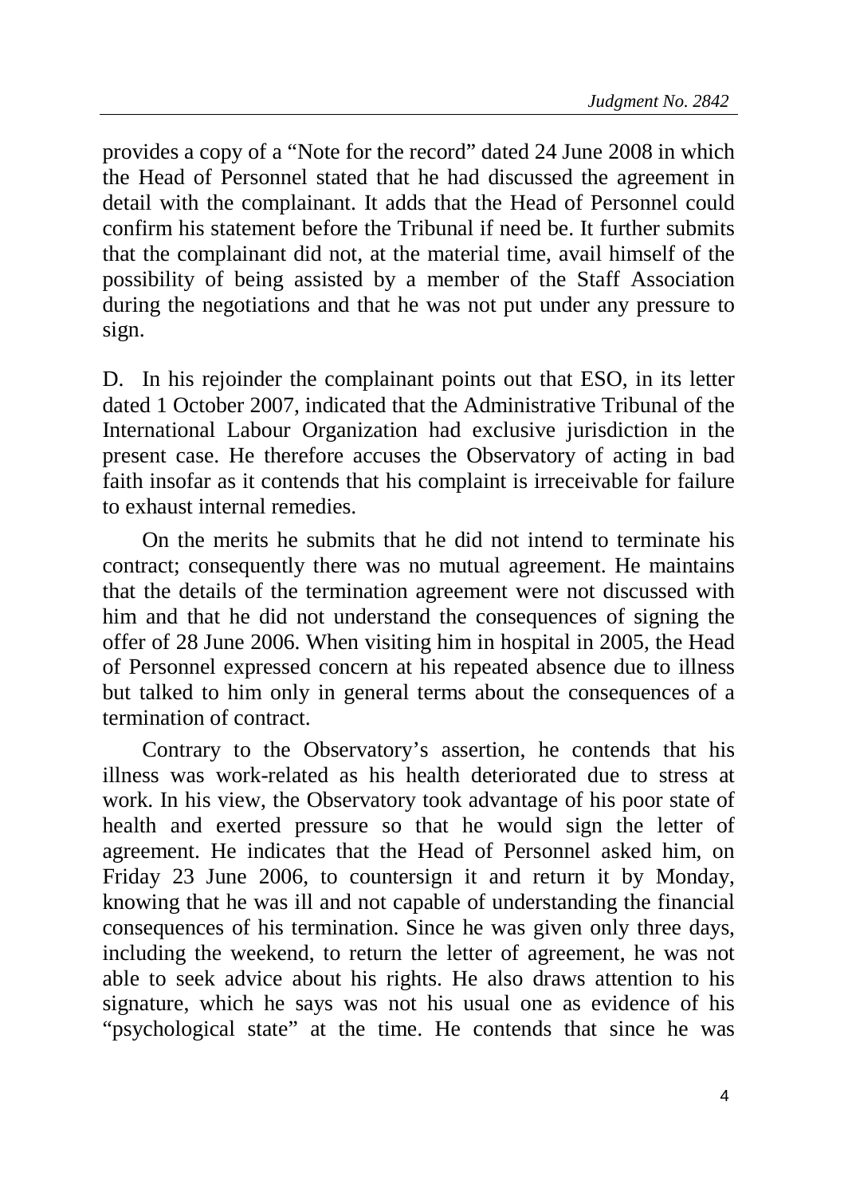provides a copy of a "Note for the record" dated 24 June 2008 in which the Head of Personnel stated that he had discussed the agreement in detail with the complainant. It adds that the Head of Personnel could confirm his statement before the Tribunal if need be. It further submits that the complainant did not, at the material time, avail himself of the possibility of being assisted by a member of the Staff Association during the negotiations and that he was not put under any pressure to sign.

D. In his rejoinder the complainant points out that ESO, in its letter dated 1 October 2007, indicated that the Administrative Tribunal of the International Labour Organization had exclusive jurisdiction in the present case. He therefore accuses the Observatory of acting in bad faith insofar as it contends that his complaint is irreceivable for failure to exhaust internal remedies.

On the merits he submits that he did not intend to terminate his contract; consequently there was no mutual agreement. He maintains that the details of the termination agreement were not discussed with him and that he did not understand the consequences of signing the offer of 28 June 2006. When visiting him in hospital in 2005, the Head of Personnel expressed concern at his repeated absence due to illness but talked to him only in general terms about the consequences of a termination of contract.

Contrary to the Observatory's assertion, he contends that his illness was work-related as his health deteriorated due to stress at work. In his view, the Observatory took advantage of his poor state of health and exerted pressure so that he would sign the letter of agreement. He indicates that the Head of Personnel asked him, on Friday 23 June 2006, to countersign it and return it by Monday, knowing that he was ill and not capable of understanding the financial consequences of his termination. Since he was given only three days, including the weekend, to return the letter of agreement, he was not able to seek advice about his rights. He also draws attention to his signature, which he says was not his usual one as evidence of his "psychological state" at the time. He contends that since he was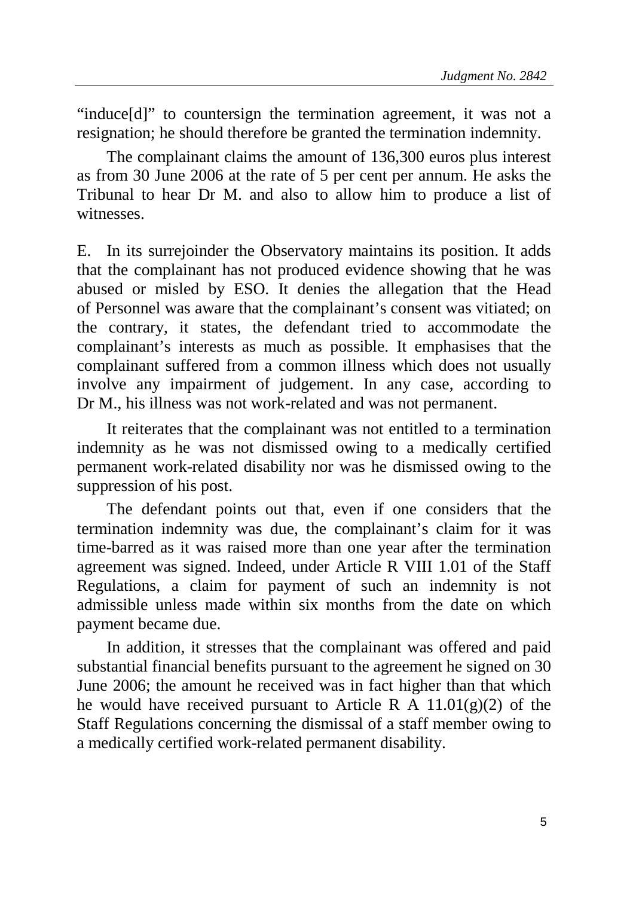"induce[d]" to countersign the termination agreement, it was not a resignation; he should therefore be granted the termination indemnity.

The complainant claims the amount of 136,300 euros plus interest as from 30 June 2006 at the rate of 5 per cent per annum. He asks the Tribunal to hear Dr M. and also to allow him to produce a list of witnesses.

E. In its surrejoinder the Observatory maintains its position. It adds that the complainant has not produced evidence showing that he was abused or misled by ESO. It denies the allegation that the Head of Personnel was aware that the complainant's consent was vitiated; on the contrary, it states, the defendant tried to accommodate the complainant's interests as much as possible. It emphasises that the complainant suffered from a common illness which does not usually involve any impairment of judgement. In any case, according to Dr M., his illness was not work-related and was not permanent.

It reiterates that the complainant was not entitled to a termination indemnity as he was not dismissed owing to a medically certified permanent work-related disability nor was he dismissed owing to the suppression of his post.

The defendant points out that, even if one considers that the termination indemnity was due, the complainant's claim for it was time-barred as it was raised more than one year after the termination agreement was signed. Indeed, under Article R VIII 1.01 of the Staff Regulations, a claim for payment of such an indemnity is not admissible unless made within six months from the date on which payment became due.

In addition, it stresses that the complainant was offered and paid substantial financial benefits pursuant to the agreement he signed on 30 June 2006; the amount he received was in fact higher than that which he would have received pursuant to Article R A 11.01(g)(2) of the Staff Regulations concerning the dismissal of a staff member owing to a medically certified work-related permanent disability.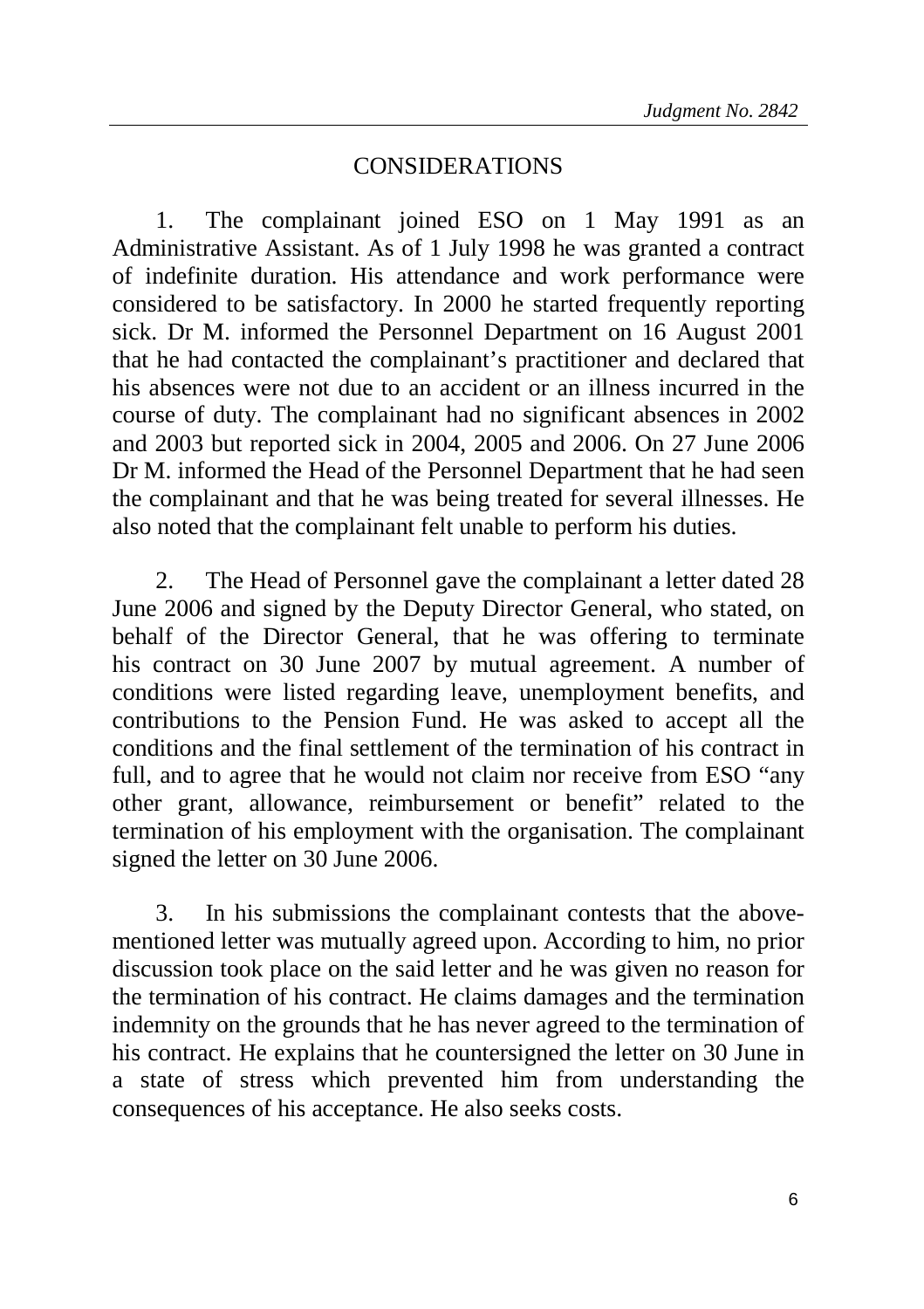## CONSIDERATIONS

1. The complainant joined ESO on 1 May 1991 as an Administrative Assistant. As of 1 July 1998 he was granted a contract of indefinite duration. His attendance and work performance were considered to be satisfactory. In 2000 he started frequently reporting sick. Dr M. informed the Personnel Department on 16 August 2001 that he had contacted the complainant's practitioner and declared that his absences were not due to an accident or an illness incurred in the course of duty. The complainant had no significant absences in 2002 and 2003 but reported sick in 2004, 2005 and 2006. On 27 June 2006 Dr M. informed the Head of the Personnel Department that he had seen the complainant and that he was being treated for several illnesses. He also noted that the complainant felt unable to perform his duties.

2. The Head of Personnel gave the complainant a letter dated 28 June 2006 and signed by the Deputy Director General, who stated, on behalf of the Director General, that he was offering to terminate his contract on 30 June 2007 by mutual agreement. A number of conditions were listed regarding leave, unemployment benefits, and contributions to the Pension Fund. He was asked to accept all the conditions and the final settlement of the termination of his contract in full, and to agree that he would not claim nor receive from ESO "any other grant, allowance, reimbursement or benefit" related to the termination of his employment with the organisation. The complainant signed the letter on 30 June 2006.

3. In his submissions the complainant contests that the above-mentioned letter was mutually agreed upon. According to him, no prior discussion took place on the said letter and he was given no reason for the termination of his contract. He claims damages and the termination indemnity on the grounds that he has never agreed to the termination of his contract. He explains that he countersigned the letter on 30 June in a state of stress which prevented him from understanding the consequences of his acceptance. He also seeks costs.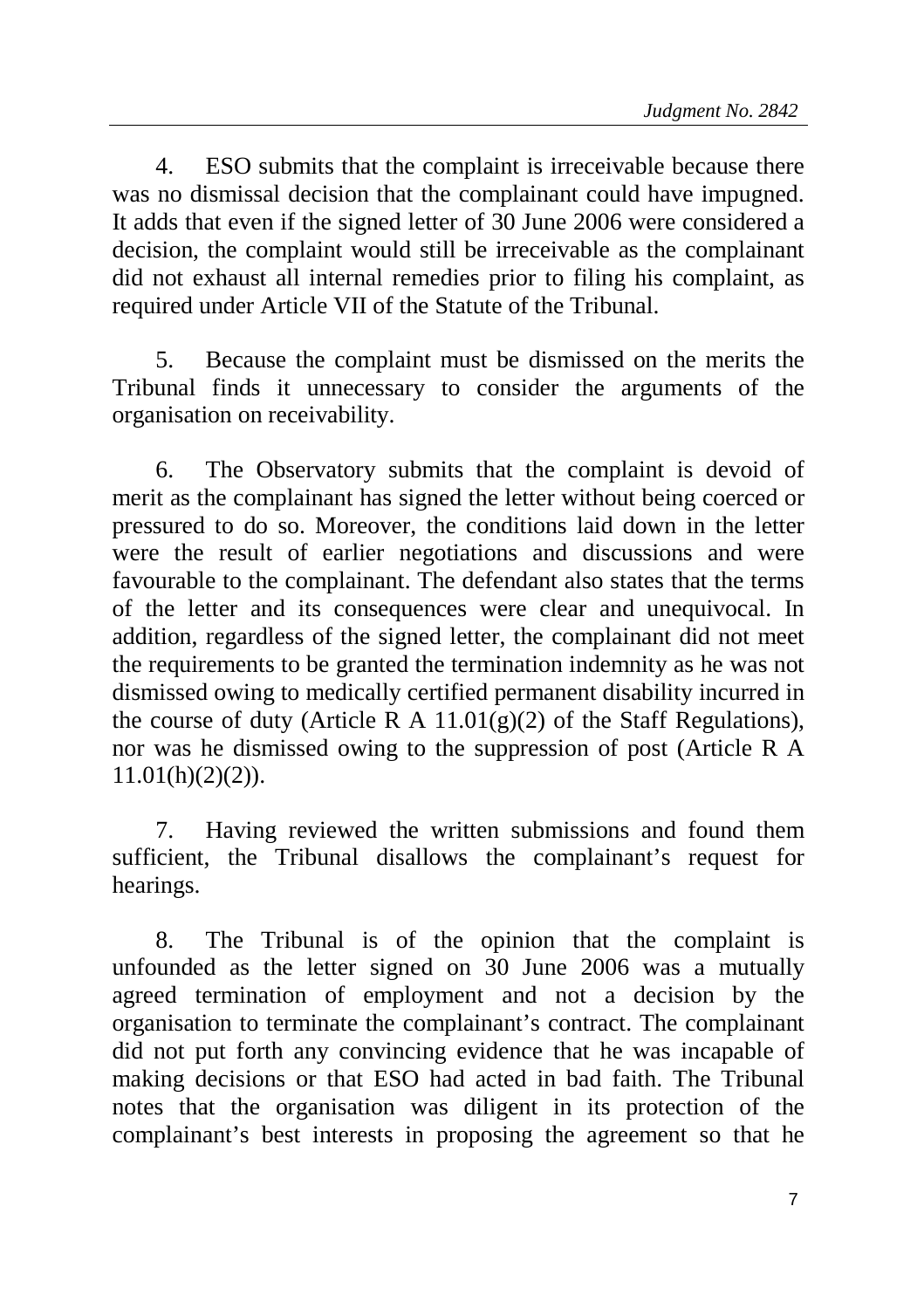4. ESO submits that the complaint is irreceivable because there was no dismissal decision that the complainant could have impugned. It adds that even if the signed letter of 30 June 2006 were considered a decision, the complaint would still be irreceivable as the complainant did not exhaust all internal remedies prior to filing his complaint, as required under Article VII of the Statute of the Tribunal.

5. Because the complaint must be dismissed on the merits the Tribunal finds it unnecessary to consider the arguments of the organisation on receivability.

6. The Observatory submits that the complaint is devoid of merit as the complainant has signed the letter without being coerced or pressured to do so. Moreover, the conditions laid down in the letter were the result of earlier negotiations and discussions and were favourable to the complainant. The defendant also states that the terms of the letter and its consequences were clear and unequivocal. In addition, regardless of the signed letter, the complainant did not meet the requirements to be granted the termination indemnity as he was not dismissed owing to medically certified permanent disability incurred in the course of duty (Article R A 11.01(g)(2) of the Staff Regulations), nor was he dismissed owing to the suppression of post (Article R A 11.01(h)(2)(2)).

7. Having reviewed the written submissions and found them sufficient, the Tribunal disallows the complainant's request for hearings.

8. The Tribunal is of the opinion that the complaint is unfounded as the letter signed on 30 June 2006 was a mutually agreed termination of employment and not a decision by the organisation to terminate the complainant's contract. The complainant did not put forth any convincing evidence that he was incapable of making decisions or that ESO had acted in bad faith. The Tribunal notes that the organisation was diligent in its protection of the complainant's best interests in proposing the agreement so that he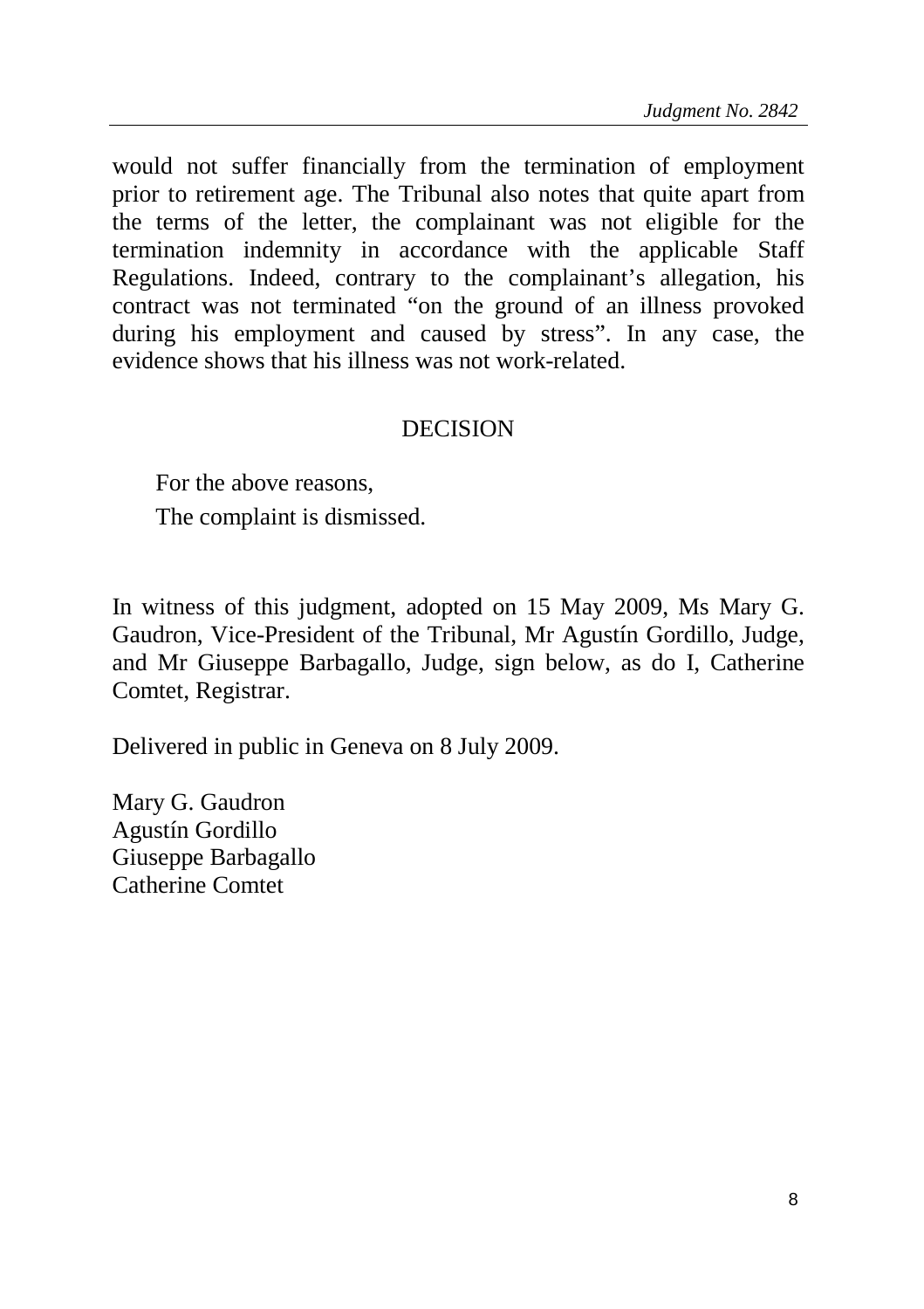would not suffer financially from the termination of employment prior to retirement age. The Tribunal also notes that quite apart from the terms of the letter, the complainant was not eligible for the termination indemnity in accordance with the applicable Staff Regulations. Indeed, contrary to the complainant's allegation, his contract was not terminated "on the ground of an illness provoked during his employment and caused by stress". In any case, the evidence shows that his illness was not work-related.

## DECISION

For the above reasons,

The complaint is dismissed.

In witness of this judgment, adopted on 15 May 2009, Ms Mary G. Gaudron, Vice-President of the Tribunal, Mr Agustín Gordillo, Judge, and Mr Giuseppe Barbagallo, Judge, sign below, as do I, Catherine Comtet, Registrar.

Delivered in public in Geneva on 8 July 2009.

Mary G. Gaudron
Agustín Gordillo
Giuseppe Barbagallo
Catherine Comtet